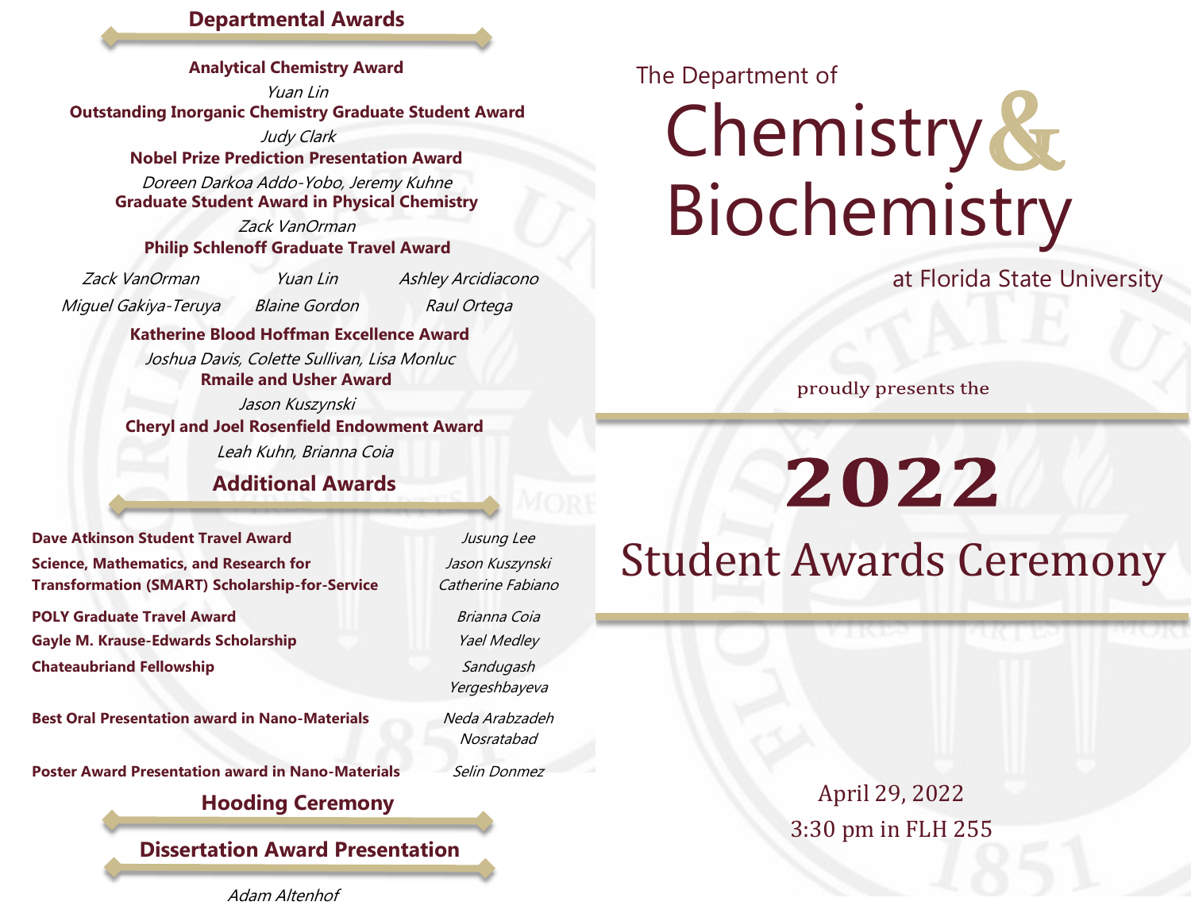The Department of

# Chemistry & Biochemistry

at Florida State University

proudly presents the

# 2022

# Student Awards Ceremony

April 29, 2022

3:30 pm in FLH 255

## Departmental Awards

**Analytical Chemistry Award**

*Yuan Lin*

**Outstanding Inorganic Chemistry Graduate Student Award**

*Judy Clark*

**Nobel Prize Prediction Presentation Award**

*Doreen Darkoa Addo-Yobo, Jeremy Kuhne*

**Graduate Student Award in Physical Chemistry**

*Zack VanOrman*

**Philip Schlenoff Graduate Travel Award**

*Zack VanOrman, Yuan Lin, Ashley Arcidiacono, Miguel Gakiya-Teruya, Blaine Gordon, Raul Ortega*

**Katherine Blood Hoffman Excellence Award**

*Joshua Davis, Colette Sullivan, Lisa Monluc*

**Rmaile and Usher Award**

*Jason Kuszynski*

**Cheryl and Joel Rosenfield Endowment Award**

*Leah Kuhn, Brianna Coia*

## Additional Awards

| Award | Recipient |
|---|---|
| **Dave Atkinson Student Travel Award** | *Jusung Lee* |
| **Science, Mathematics, and Research for Transformation (SMART) Scholarship-for-Service** | *Jason Kuszynski*, *Catherine Fabiano* |
| **POLY Graduate Travel Award** | *Brianna Coia* |
| **Gayle M. Krause-Edwards Scholarship** | *Yael Medley* |
| **Chateaubriand Fellowship** | *Sandugash Yergeshbayeva* |
| **Best Oral Presentation award in Nano-Materials** | *Neda Arabzadeh Nosratabad* |
| **Poster Award Presentation award in Nano-Materials** | *Selin Donmez* |

## Hooding Ceremony

## Dissertation Award Presentation

*Adam Altenhof*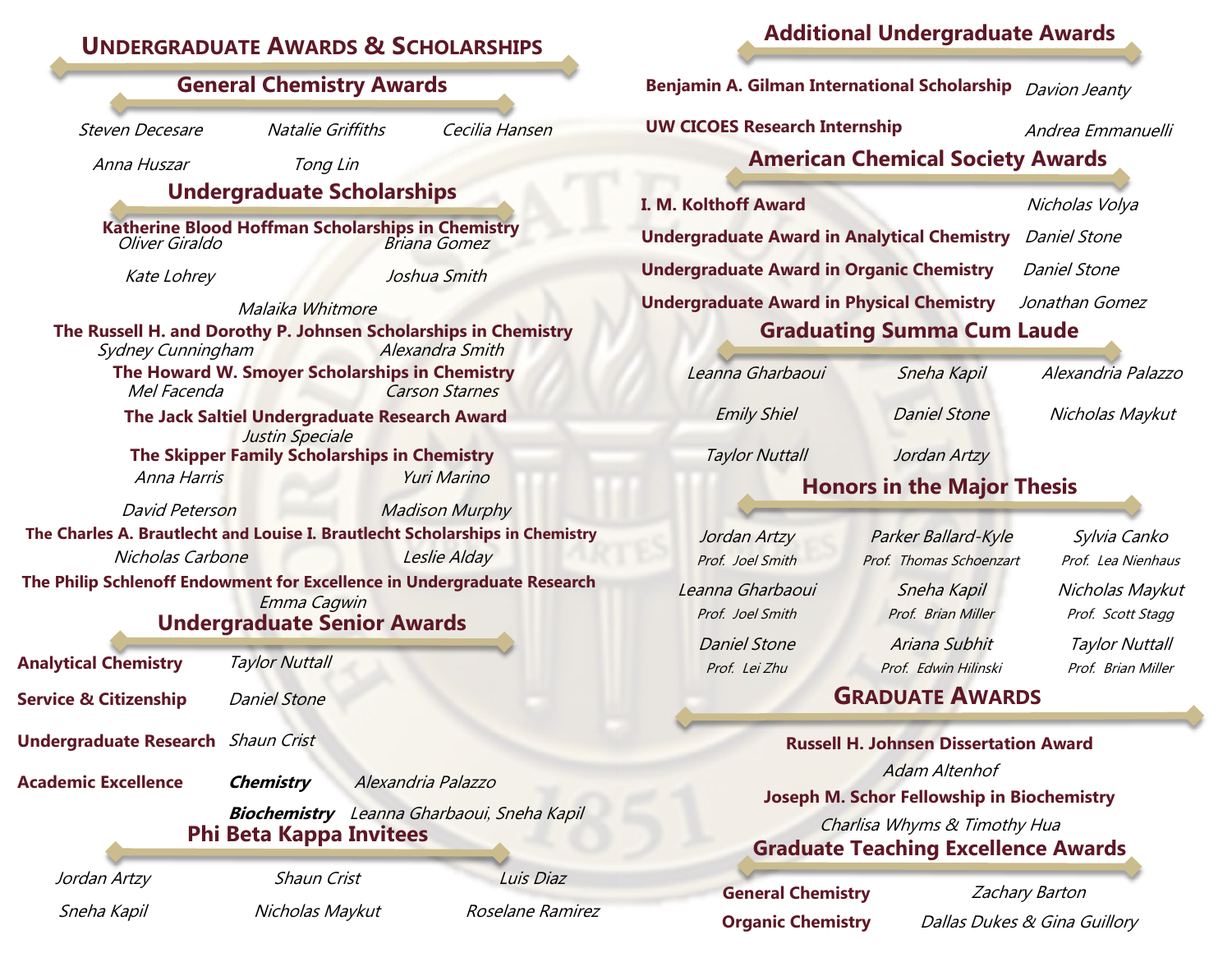# Undergraduate Awards & Scholarships

## General Chemistry Awards

*Steven Decesare* *Natalie Griffiths* *Cecilia Hansen*

*Anna Huszar* *Tong Lin*

## Undergraduate Scholarships

**Katherine Blood Hoffman Scholarships in Chemistry**

*Oliver Giraldo* *Briana Gomez*

*Kate Lohrey* *Joshua Smith*

*Malaika Whitmore*

**The Russell H. and Dorothy P. Johnsen Scholarships in Chemistry**

*Sydney Cunningham* *Alexandra Smith*

**The Howard W. Smoyer Scholarships in Chemistry**

*Mel Facenda* *Carson Starnes*

**The Jack Saltiel Undergraduate Research Award**

*Justin Speciale*

**The Skipper Family Scholarships in Chemistry**

*Anna Harris* *Yuri Marino*

*David Peterson* *Madison Murphy*

**The Charles A. Brautlecht and Louise I. Brautlecht Scholarships in Chemistry**

*Nicholas Carbone* *Leslie Alday*

**The Philip Schlenoff Endowment for Excellence in Undergraduate Research**

*Emma Cagwin*

## Undergraduate Senior Awards

**Analytical Chemistry** *Taylor Nuttall*

**Service & Citizenship** *Daniel Stone*

**Undergraduate Research** *Shaun Crist*

**Academic Excellence** ***Chemistry*** *Alexandria Palazzo*

***Biochemistry*** *Leanna Gharbaoui, Sneha Kapil*

## Phi Beta Kappa Invitees

*Jordan Artzy* *Shaun Crist* *Luis Diaz*

*Sneha Kapil* *Nicholas Maykut* *Roselane Ramirez*

## Additional Undergraduate Awards

**Benjamin A. Gilman International Scholarship** *Davion Jeanty*

**UW CICOES Research Internship** *Andrea Emmanuelli*

## American Chemical Society Awards

**I. M. Kolthoff Award** *Nicholas Volya*

**Undergraduate Award in Analytical Chemistry** *Daniel Stone*

**Undergraduate Award in Organic Chemistry** *Daniel Stone*

**Undergraduate Award in Physical Chemistry** *Jonathan Gomez*

## Graduating Summa Cum Laude

*Leanna Gharbaoui* *Sneha Kapil* *Alexandria Palazzo*

*Emily Shiel* *Daniel Stone* *Nicholas Maykut*

*Taylor Nuttall* *Jordan Artzy*

## Honors in the Major Thesis

*Jordan Artzy* — *Prof. Joel Smith*

*Parker Ballard-Kyle* — *Prof. Thomas Schoenzart*

*Sylvia Canko* — *Prof. Lea Nienhaus*

*Leanna Gharbaoui* — *Prof. Joel Smith*

*Sneha Kapil* — *Prof. Brian Miller*

*Nicholas Maykut* — *Prof. Scott Stagg*

*Daniel Stone* — *Prof. Lei Zhu*

*Ariana Subhit* — *Prof. Edwin Hilinski*

*Taylor Nuttall* — *Prof. Brian Miller*

# Graduate Awards

**Russell H. Johnsen Dissertation Award**

*Adam Altenhof*

**Joseph M. Schor Fellowship in Biochemistry**

*Charlisa Whyms & Timothy Hua*

## Graduate Teaching Excellence Awards

**General Chemistry** *Zachary Barton*

**Organic Chemistry** *Dallas Dukes & Gina Guillory*